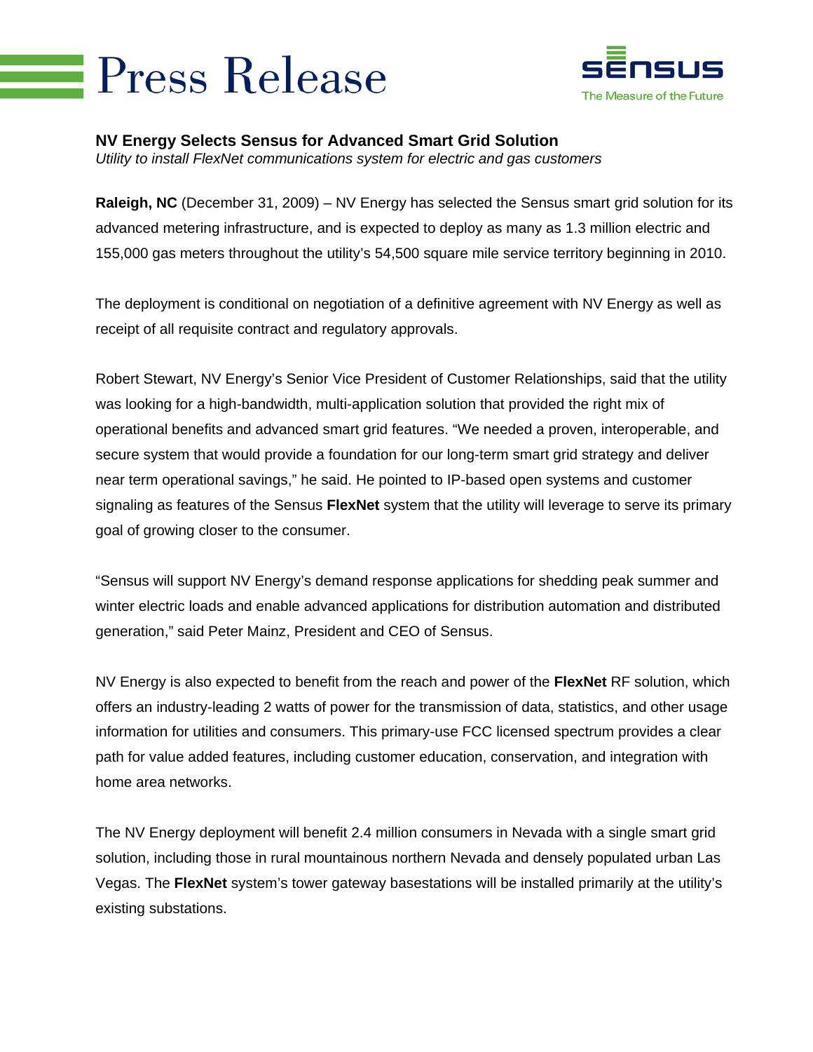# Press Release

**sensus**
The Measure of the Future

## NV Energy Selects Sensus for Advanced Smart Grid Solution

*Utility to install FlexNet communications system for electric and gas customers*

**Raleigh, NC** (December 31, 2009) – NV Energy has selected the Sensus smart grid solution for its advanced metering infrastructure, and is expected to deploy as many as 1.3 million electric and 155,000 gas meters throughout the utility's 54,500 square mile service territory beginning in 2010.

The deployment is conditional on negotiation of a definitive agreement with NV Energy as well as receipt of all requisite contract and regulatory approvals.

Robert Stewart, NV Energy's Senior Vice President of Customer Relationships, said that the utility was looking for a high-bandwidth, multi-application solution that provided the right mix of operational benefits and advanced smart grid features. "We needed a proven, interoperable, and secure system that would provide a foundation for our long-term smart grid strategy and deliver near term operational savings," he said. He pointed to IP-based open systems and customer signaling as features of the Sensus **FlexNet** system that the utility will leverage to serve its primary goal of growing closer to the consumer.

"Sensus will support NV Energy's demand response applications for shedding peak summer and winter electric loads and enable advanced applications for distribution automation and distributed generation," said Peter Mainz, President and CEO of Sensus.

NV Energy is also expected to benefit from the reach and power of the **FlexNet** RF solution, which offers an industry-leading 2 watts of power for the transmission of data, statistics, and other usage information for utilities and consumers. This primary-use FCC licensed spectrum provides a clear path for value added features, including customer education, conservation, and integration with home area networks.

The NV Energy deployment will benefit 2.4 million consumers in Nevada with a single smart grid solution, including those in rural mountainous northern Nevada and densely populated urban Las Vegas. The **FlexNet** system's tower gateway basestations will be installed primarily at the utility's existing substations.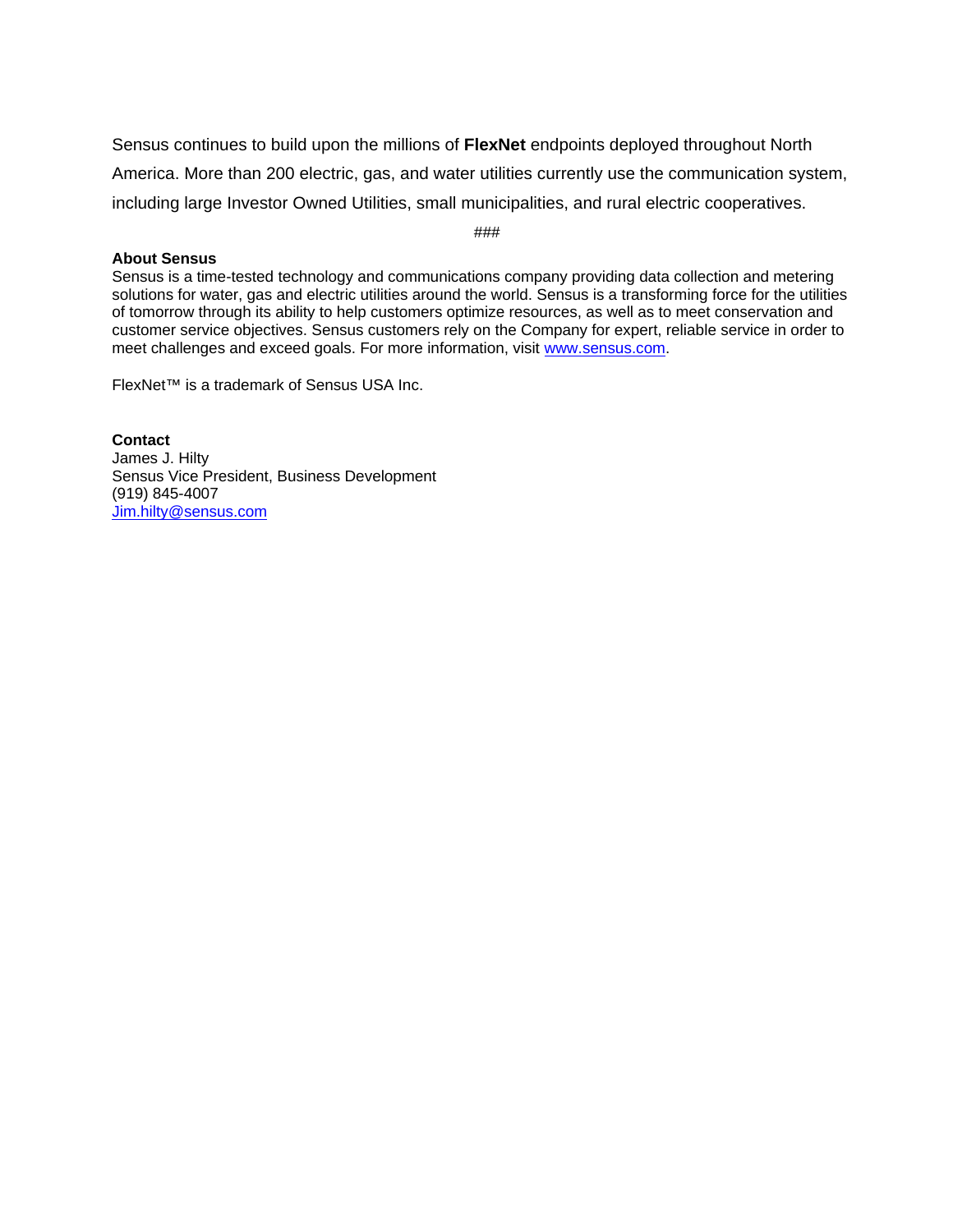Sensus continues to build upon the millions of **FlexNet** endpoints deployed throughout North America. More than 200 electric, gas, and water utilities currently use the communication system, including large Investor Owned Utilities, small municipalities, and rural electric cooperatives.

###

**About Sensus**
Sensus is a time-tested technology and communications company providing data collection and metering solutions for water, gas and electric utilities around the world. Sensus is a transforming force for the utilities of tomorrow through its ability to help customers optimize resources, as well as to meet conservation and customer service objectives. Sensus customers rely on the Company for expert, reliable service in order to meet challenges and exceed goals. For more information, visit www.sensus.com.

FlexNet™ is a trademark of Sensus USA Inc.

**Contact**
James J. Hilty
Sensus Vice President, Business Development
(919) 845-4007
Jim.hilty@sensus.com